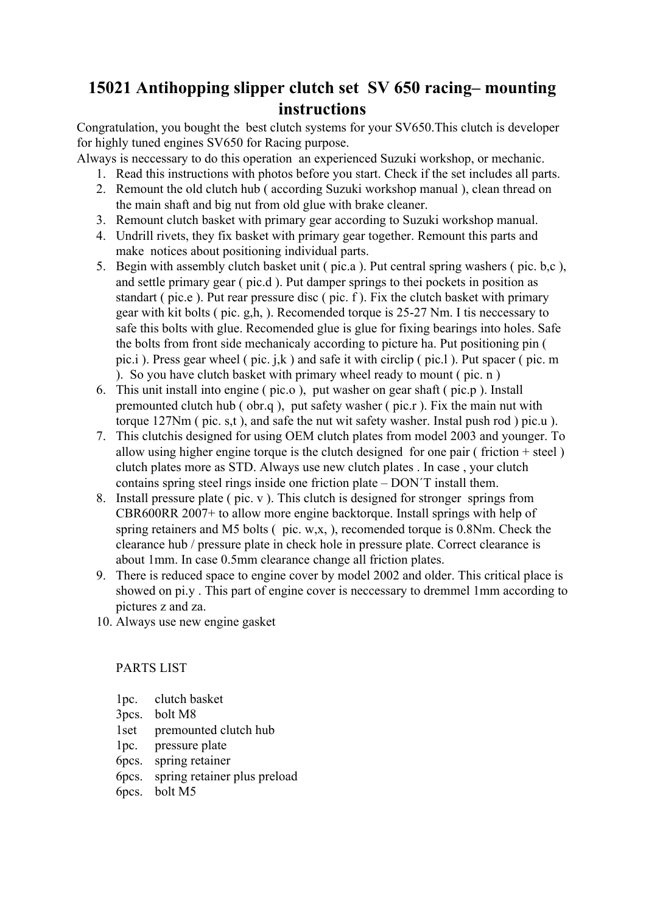# 15021 Antihopping slipper clutch set SV 650 racing– mounting instructions

Congratulation, you bought the best clutch systems for your SV650.This clutch is developer for highly tuned engines SV650 for Racing purpose.
Always is neccessary to do this operation an experienced Suzuki workshop, or mechanic.

1. Read this instructions with photos before you start. Check if the set includes all parts.
2. Remount the old clutch hub ( according Suzuki workshop manual ), clean thread on the main shaft and big nut from old glue with brake cleaner.
3. Remount clutch basket with primary gear according to Suzuki workshop manual.
4. Undrill rivets, they fix basket with primary gear together. Remount this parts and make notices about positioning individual parts.
5. Begin with assembly clutch basket unit ( pic.a ). Put central spring washers ( pic. b,c ), and settle primary gear ( pic.d ). Put damper springs to thei pockets in position as standart ( pic.e ). Put rear pressure disc ( pic. f ). Fix the clutch basket with primary gear with kit bolts ( pic. g,h, ). Recomended torque is 25-27 Nm. I tis neccessary to safe this bolts with glue. Recomended glue is glue for fixing bearings into holes. Safe the bolts from front side mechanicaly according to picture ha. Put positioning pin ( pic.i ). Press gear wheel ( pic. j,k ) and safe it with circlip ( pic.l ). Put spacer ( pic. m ). So you have clutch basket with primary wheel ready to mount ( pic. n )
6. This unit install into engine ( pic.o ), put washer on gear shaft ( pic.p ). Install premounted clutch hub ( obr.q ), put safety washer ( pic.r ). Fix the main nut with torque 127Nm ( pic. s,t ), and safe the nut wit safety washer. Instal push rod ) pic.u ).
7. This clutchis designed for using OEM clutch plates from model 2003 and younger. To allow using higher engine torque is the clutch designed for one pair ( friction + steel ) clutch plates more as STD. Always use new clutch plates . In case , your clutch contains spring steel rings inside one friction plate – DON´T install them.
8. Install pressure plate ( pic. v ). This clutch is designed for stronger springs from CBR600RR 2007+ to allow more engine backtorque. Install springs with help of spring retainers and M5 bolts ( pic. w,x, ), recomended torque is 0.8Nm. Check the clearance hub / pressure plate in check hole in pressure plate. Correct clearance is about 1mm. In case 0.5mm clearance change all friction plates.
9. There is reduced space to engine cover by model 2002 and older. This critical place is showed on pi.y . This part of engine cover is neccessary to dremmel 1mm according to pictures z and za.
10. Always use new engine gasket

PARTS LIST

| | |
|---|---|
| 1pc. | clutch basket |
| 3pcs. | bolt M8 |
| 1set | premounted clutch hub |
| 1pc. | pressure plate |
| 6pcs. | spring retainer |
| 6pcs. | spring retainer plus preload |
| 6pcs. | bolt M5 |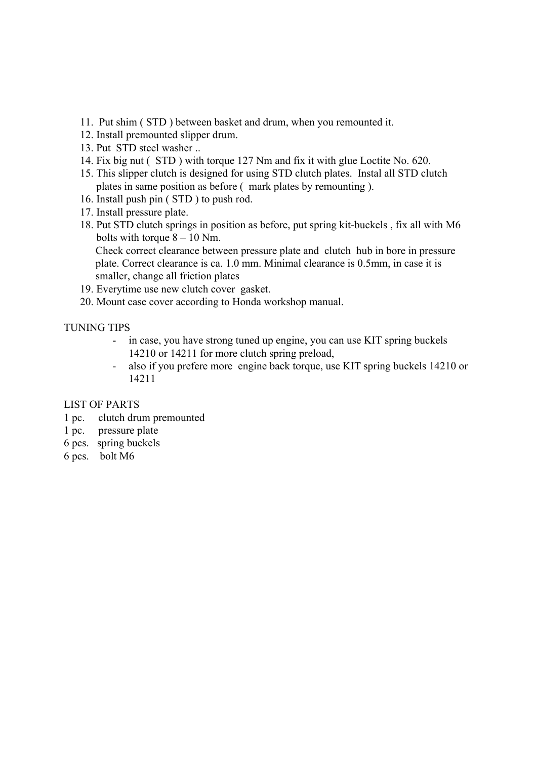11. Put shim ( STD ) between basket and drum, when you remounted it.
12. Install premounted slipper drum.
13. Put STD steel washer ..
14. Fix big nut ( STD ) with torque 127 Nm and fix it with glue Loctite No. 620.
15. This slipper clutch is designed for using STD clutch plates. Instal all STD clutch plates in same position as before ( mark plates by remounting ).
16. Install push pin ( STD ) to push rod.
17. Install pressure plate.
18. Put STD clutch springs in position as before, put spring kit-buckels , fix all with M6 bolts with torque 8 – 10 Nm.
    Check correct clearance between pressure plate and clutch hub in bore in pressure plate. Correct clearance is ca. 1.0 mm. Minimal clearance is 0.5mm, in case it is smaller, change all friction plates
19. Everytime use new clutch cover gasket.
20. Mount case cover according to Honda workshop manual.

TUNING TIPS

- in case, you have strong tuned up engine, you can use KIT spring buckels 14210 or 14211 for more clutch spring preload,
- also if you prefere more engine back torque, use KIT spring buckels 14210 or 14211

LIST OF PARTS

1 pc. clutch drum premounted
1 pc. pressure plate
6 pcs. spring buckels
6 pcs. bolt M6